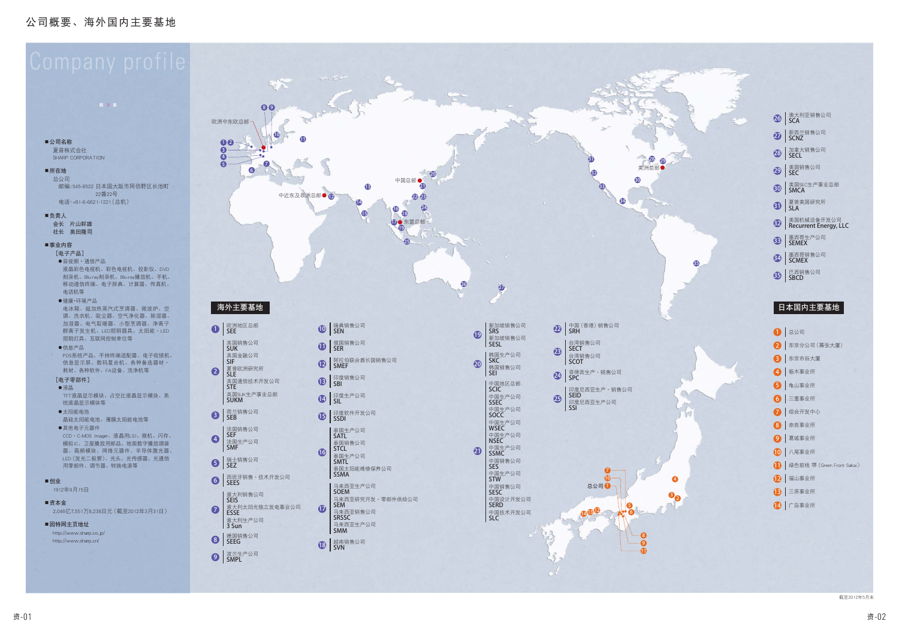# 公司概要、海外国内主要基地

## Company profile

■公司名称
夏普株式会社
SHARP CORPORATION

■所在地
总公司
邮编:545-8522 日本国大阪市阿倍野区长池町22番22号
电话:+81-6-6621-1221(总机)

■负责人
会长　片山幹雄
社长　奥田隆司

■事业内容
［电子产品］
●音视频・通信产品
液晶彩色电视机、彩色电视机、投影仪、DVD刻录机、Blu-ray刻录机、Blu-ray播放机、手机、移动通信终端、电子辞典、计算器、传真机、电话机等
●健康・环境产品
电冰箱、超加热蒸汽式烹调器、微波炉、空调、洗衣机、吸尘器、空气净化器、除湿器、加湿器、电气取暖器、小型烹调器、净离子群离子发生机、LED照明器具、太阳能・LED照明灯具、互联网控制单位等
●信息产品
POS系统产品、手持终端适配器、电子收银机、信息显示屏、数码复合机、各种备选器材・耗材、各种软件、FA设备、洗净剂等
［电子零部件］
●液晶
TFT液晶显示模块、占空比液晶显示模块、系统液晶显示模块等
●太阳能电池
晶硅太阳能电池、薄膜太阳能电池等
●其他电子元器件
CCD・C-MOS Imager、液晶用LSI、微机、闪存、模拟IC、卫星播放用部品、地面数字播放调谐器、高频模块、网络元器件、半导体激光器、LED(发光二极管)、光头、光传感器、光通信用零部件、调节器、转换电源等

■创业
1912年9月15日

■资本金
2,046亿7,551万8,238日元(截至2012年3月31日)

■因特网主页地址
http://www.sharp.co.jp/
http://www.sharp.cn/

## 海外主要基地

1. 欧洲地区总部 SEE
2. 英国销售公司 SUK；英国金融公司 SIF；夏普欧洲研究所 SLE；英国通信技术开发公司 STE；英国SUK生产事业总部 SUKM
3. 荷兰销售公司 SEB
4. 法国销售公司 SEF；法国生产公司 SMF
5. 瑞士销售公司 SEZ
6. 西班牙销售・技术开发公司 SEES
7. 意大利销售公司 SEIS；意大利太阳光独立发电事业公司 ESSE；意大利生产公司 3 Sun
8. 德国销售公司 SEEG
9. 波兰生产公司 SMPL
10. 瑞典销售公司 SEN
11. 俄国销售公司 SER
12. 阿拉伯联合酋长国销售公司 SMEF
13. 印度销售公司 SBI
14. 印度生产公司 SIL
15. 印度软件开发公司 SSDI
16. 泰国生产公司 SATL；泰国销售公司 STCL；泰国生产公司 SMTL；泰国太阳能维修保养公司 SSMA
17. 马来西亚生产公司 SOEM；马来西亚研究开发・零部件供给公司 SEM；马来西亚销售公司 SRSSC；马来西亚生产公司 SMM
18. 越南销售公司 SVN
19. 新加坡销售公司 SRS；新加坡销售公司 SESL
20. 韩国生产公司 SKC；韩国销售公司 SEI
21. 中国地区总部 SCIC；中国生产公司 SSEC；中国生产公司 SOCC；中国生产公司 WSEC；中国生产公司 NSEC；中国生产公司 SSMC；中国销售公司 SES；中国生产公司 STW；中国销售公司 SESC；中国设计开发公司 SERD；中国技术开发公司 SLC
22. 中国(香港)销售公司 SRH
23. 台湾销售公司 SECT；台湾销售公司 SCOT
24. 菲律宾生产・销售公司 SPC
25. 印度尼西亚生产・销售公司 SEID；印度尼西亚生产公司 SSI
26. 澳大利亚销售公司 SCA
27. 新西兰销售公司 SCNZ
28. 加拿大销售公司 SECL
29. 美国销售公司 SEC
30. 美国SEC生产事业总部 SMCA
31. 夏普美国研究所 SLA
32. 美国机械设备开发公司 Recurrent Energy, LLC
33. 墨西哥生产公司 SEMEX
34. 墨西哥销售公司 SCMEX
35. 巴西销售公司 SBCD

欧洲中东欧总部　中近东及非洲总部　中国总部　东盟总部　美洲总部

## 日本国内主要基地

1. 总公司
2. 东京分公司(幕张大厦)
3. 东京市谷大厦
4. 枥木事业所
5. 龟山事业所
6. 三重事业所
7. 综合开发中心
8. 奈良事业所
9. 葛城事业所
10. 八尾事业所
11. 绿色前线 堺(Green Front Sakai)
12. 福山事业所
13. 三原事业所
14. 广岛事业所

截至2012年5月末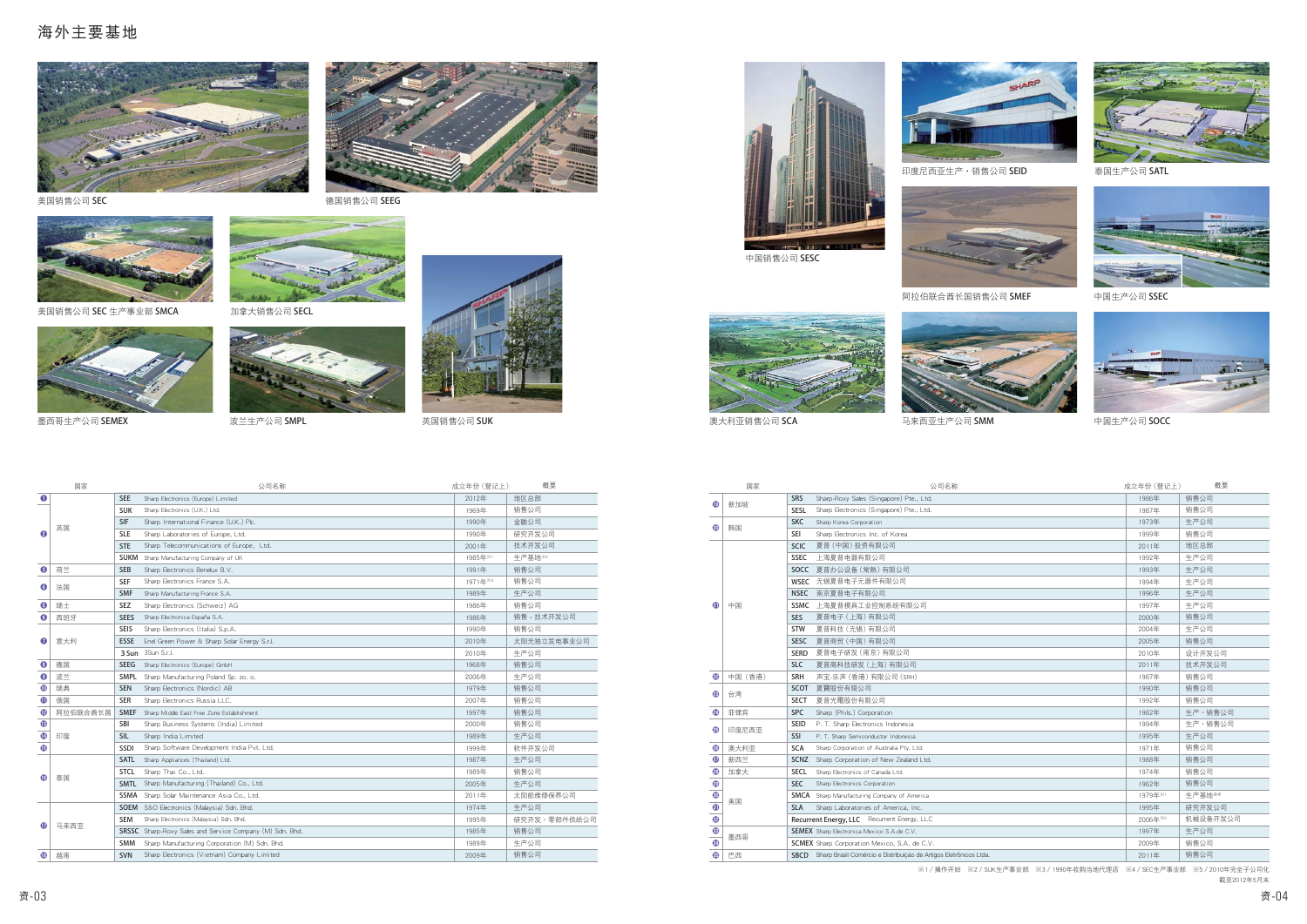# 海外主要基地

美国销售公司 SEC

德国销售公司 SEEG

美国销售公司 SEC 生产事业部 SMCA

加拿大销售公司 SECL

墨西哥生产公司 SEMEX

波兰生产公司 SMPL

英国销售公司 SUK

中国销售公司 SESC

印度尼西亚生产・销售公司 SEID

泰国生产公司 SATL

阿拉伯联合酋长国销售公司 SMEF

中国生产公司 SSEC

澳大利亚销售公司 SCA

马来西亚生产公司 SMM

中国生产公司 SOCC

| | 国家 | | 公司名称 | 成立年份（登记上） | 概要 |
|---|---|---|---|---|---|
| ❶ | | SEE | Sharp Electronics (Europe) Limited | 2012年 | 地区总部 |
| ❷ | 英国 | SUK | Sharp Electronics (U.K.) Ltd. | 1969年 | 销售公司 |
| | | SIF | Sharp International Finance (U.K.) Plc. | 1990年 | 金融公司 |
| | | SLE | Sharp Laboratories of Europe, Ltd. | 1990年 | 研究开发公司 |
| | | STE | Sharp Telecommunications of Europe, Ltd. | 2001年 | 技术开发公司 |
| | | SUKM | Sharp Manufacturing Company of UK | 1985年※1 | 生产基地※2 |
| ❸ | 荷兰 | SEB | Sharp Electronics Benelux B.V. | 1991年 | 销售公司 |
| ❹ | 法国 | SEF | Sharp Electronics France S.A. | 1971年※3 | 销售公司 |
| | | SMF | Sharp Manufacturing France S.A. | 1989年 | 生产公司 |
| ❺ | 瑞士 | SEZ | Sharp Electronics (Schweiz) AG | 1986年 | 销售公司 |
| ❻ | 西班牙 | SEES | Sharp Electronica España S.A. | 1986年 | 销售・技术开发公司 |
| ❼ | 意大利 | SEIS | Sharp Electronics (Italia) S.p.A. | 1990年 | 销售公司 |
| | | ESSE | Enel Green Power & Sharp Solar Energy S.r.l. | 2010年 | 太阳光独立发电事业公司 |
| | | 3 Sun | 3Sun S.r.l. | 2010年 | 生产公司 |
| ❽ | 德国 | SEEG | Sharp Electronics (Europe) GmbH | 1968年 | 销售公司 |
| ❾ | 波兰 | SMPL | Sharp Manufacturing Poland Sp. zo. o. | 2006年 | 生产公司 |
| ❿ | 瑞典 | SEN | Sharp Electronics (Nordic) AB | 1979年 | 销售公司 |
| ⓫ | 俄国 | SER | Sharp Electronics Russia LLC. | 2007年 | 销售公司 |
| ⓬ | 阿拉伯联合酋长国 | SMEF | Sharp Middle East Free Zone Establishment | 1997年 | 销售公司 |
| ⓭ | 印度 | SBI | Sharp Business Systems (India) Limited | 2000年 | 销售公司 |
| ⓮ | | SIL | Sharp India Limited | 1989年 | 生产公司 |
| ⓯ | | SSDI | Sharp Software Development India Pvt. Ltd. | 1999年 | 软件开发公司 |
| ⓰ | 泰国 | SATL | Sharp Appliances (Thailand) Ltd. | 1987年 | 生产公司 |
| | | STCL | Sharp Thai Co., Ltd. | 1989年 | 销售公司 |
| | | SMTL | Sharp Manufacturing (Thailand) Co., Ltd. | 2005年 | 生产公司 |
| | | SSMA | Sharp Solar Maintenance Asia Co., Ltd. | 2011年 | 太阳能维修保养公司 |
| ⓱ | 马来西亚 | SOEM | S&O Electronics (Malaysia) Sdn. Bhd. | 1974年 | 生产公司 |
| | | SEM | Sharp Electronics (Malaysia) Sdn. Bhd. | 1995年 | 研究开发・零部件供给公司 |
| | | SRSSC | Sharp-Roxy Sales and Service Company (M) Sdn. Bhd. | 1985年 | 销售公司 |
| | | SMM | Sharp Manufacturing Corporation (M) Sdn. Bhd. | 1989年 | 生产公司 |
| ⓲ | 越南 | SVN | Sharp Electronics (Vietnam) Company Limited | 2009年 | 销售公司 |

| | 国家 | | 公司名称 | 成立年份（登记上） | 概要 |
|---|---|---|---|---|---|
| ⓳ | 新加坡 | SRS | Sharp-Roxy Sales (Singapore) Pte., Ltd. | 1986年 | 销售公司 |
| | | SESL | Sharp Electronics (Singapore) Pte., Ltd. | 1987年 | 销售公司 |
| ⓴ | 韩国 | SKC | Sharp Korea Corporation | 1973年 | 生产公司 |
| | | SEI | Sharp Electronics Inc. of Korea | 1999年 | 销售公司 |
| ㉑ | 中国 | SCIC | 夏普（中国）投资有限公司 | 2011年 | 地区总部 |
| | | SSEC | 上海夏普电器有限公司 | 1992年 | 生产公司 |
| | | SOCC | 夏普办公设备（常熟）有限公司 | 1993年 | 生产公司 |
| | | WSEC | 无锡夏普电子元器件有限公司 | 1994年 | 生产公司 |
| | | NSEC | 南京夏普电子有限公司 | 1996年 | 生产公司 |
| | | SSMC | 上海夏普模具工业控制系统有限公司 | 1997年 | 生产公司 |
| | | SES | 夏普电子（上海）有限公司 | 2000年 | 销售公司 |
| | | STW | 夏普科技（无锡）有限公司 | 2004年 | 生产公司 |
| | | SESC | 夏普商贸（中国）有限公司 | 2005年 | 销售公司 |
| | | SERD | 夏普电子研发（南京）有限公司 | 2010年 | 设计开发公司 |
| | | SLC | 夏普高科技研发（上海）有限公司 | 2011年 | 技术开发公司 |
| ㉒ | 中国（香港） | SRH | 声宝-乐声（香港）有限公司（SRH） | 1987年 | 销售公司 |
| ㉓ | 台湾 | SCOT | 夏寶股份有限公司 | 1990年 | 销售公司 |
| | | SECT | 夏普光電股份有限公司 | 1992年 | 销售公司 |
| ㉔ | 菲律宾 | SPC | Sharp (Phils.) Corporation | 1982年 | 生产・销售公司 |
| ㉕ | 印度尼西亚 | SEID | P. T. Sharp Electronics Indonesia | 1994年 | 生产・销售公司 |
| | | SSI | P. T. Sharp Semiconductor Indonesia | 1995年 | 生产公司 |
| ㉖ | 澳大利亚 | SCA | Sharp Corporation of Australia Pty. Ltd. | 1971年 | 销售公司 |
| ㉗ | 新西兰 | SCNZ | Sharp Corporation of New Zealand Ltd. | 1988年 | 销售公司 |
| ㉘ | 加拿大 | SECL | Sharp Electronics of Canada Ltd. | 1974年 | 销售公司 |
| ㉙ | 美国 | SEC | Sharp Electronics Corporation | 1962年 | 销售公司 |
| ㉚ | | SMCA | Sharp Manufacturing Company of America | 1979年※1 | 生产基地※4 |
| ㉛ | | SLA | Sharp Laboratories of America, Inc. | 1995年 | 研究开发公司 |
| ㉜ | | Recurrent Energy, LLC | Recurrent Energy, LLC | 2006年※5 | 机械设备开发公司 |
| ㉝ | 墨西哥 | SEMEX | Sharp Electronica Mexico S.A.de C.V. | 1997年 | 生产公司 |
| ㉞ | | SCMEX | Sharp Corporation Mexico, S.A. de C.V. | 2009年 | 销售公司 |
| ㉟ | 巴西 | SBCD | Sharp Brasil Comércio e Distribuição de Artigos Eletrônicos Ltda. | 2011年 | 销售公司 |

※1 / 操作开始　※2 / SUK生产事业部　※3 / 1990年收购当地代理店　※4 / SEC生产事业部　※5 / 2010年完全子公司化

截至2012年5月末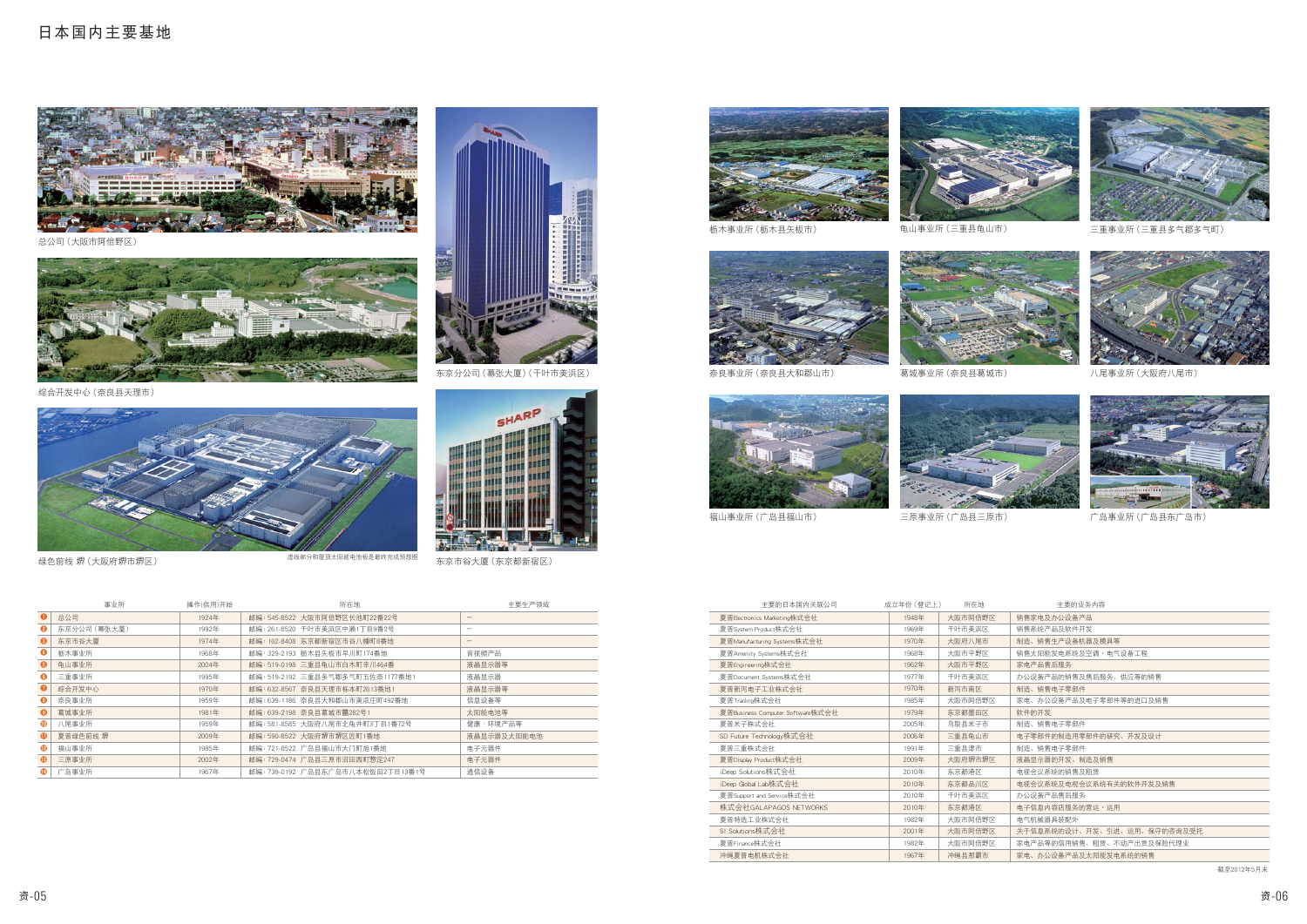# 日本国内主要基地

总公司（大阪市阿倍野区）

综合开发中心（奈良县天理市）

东京分公司（幕张大厦）（千叶市美滨区）

绿色前线 堺（大阪府堺市堺区）

虚线部分和屋顶太阳能电池板是最终完成预想图

东京市谷大厦（东京都新宿区）

栃木事业所（栃木县矢板市）

龟山事业所（三重县龟山市）

三重事业所（三重县多气郡多气町）

奈良事业所（奈良县大和郡山市）

葛城事业所（奈良县葛城市）

八尾事业所（大阪府八尾市）

福山事业所（广岛县福山市）

三原事业所（广岛县三原市）

广岛事业所（广岛县东广岛市）

| | 事业所 | 操作(供用)开始 | 所在地 | 主要生产领域 |
|---|---|---|---|---|
| 1 | 总公司 | 1924年 | 邮编：545-8522 大阪市阿倍野区长池町22番22号 | — |
| 2 | 东京分公司（幕张大厦） | 1992年 | 邮编：261-8520 千叶市美滨区中濑1丁目9番2号 | — |
| 3 | 东京市谷大厦 | 1974年 | 邮编：162-8408 东京都新宿区市谷八幡町8番地 | — |
| 4 | 栃木事业所 | 1968年 | 邮编：329-2193 栃木县矢板市早川町174番地 | 音视频产品 |
| 5 | 龟山事业所 | 2004年 | 邮编：519-0198 三重县龟山市白木町幸川464番 | 液晶显示器等 |
| 6 | 三重事业所 | 1995年 | 邮编：519-2192 三重县多气郡多气町五佐奈1177番地1 | 液晶显示器 |
| 7 | 综合开发中心 | 1970年 | 邮编：632-8567 奈良县天理市栎本町2613番地1 | 液晶显示器等 |
| 8 | 奈良事业所 | 1959年 | 邮编：639-1186 奈良县大和郡山市美浓庄町492番地 | 信息设备等 |
| 9 | 葛城事业所 | 1981年 | 邮编：639-2198 奈良县葛城市薑282号1 | 太阳能电池等 |
| 10 | 八尾事业所 | 1959年 | 邮编：581-8585 大阪府八尾市北龟井町3丁目1番72号 | 健康・环境产品 |
| 11 | 夏普绿色前线 堺 | 2009年 | 邮编：590-8522 大阪府堺市堺区匠町1番地 | 液晶显示器及太阳能电池 |
| 12 | 福山事业所 | 1985年 | 邮编：721-8522 广岛县福山市大门町旭1番地 | 电子元器件 |
| 13 | 三原事业所 | 2002年 | 邮编：729-0474 广岛县三原市沼田西町惣定247 | 电子元器件 |
| 14 | 广岛事业所 | 1967年 | 邮编：739-0192 广岛县东广岛市八本松饭田2丁目13番1号 | 通信设备 |

| 主要的日本国内关联公司 | 成立年份（登记上） | 所在地 | 主要的业务内容 |
|---|---|---|---|
| 夏普Electronics Marketing株式会社 | 1948年 | 大阪市阿倍野区 | 销售家电及办公设备产品 |
| 夏普System Product株式会社 | 1969年 | 千叶市美滨区 | 销售系统产品及软件开发 |
| 夏普Manufacturing Systems株式会社 | 1970年 | 大阪府八尾市 | 制造、销售生产设备机器及模具等 |
| 夏普Amenity Systems株式会社 | 1968年 | 大阪市平野区 | 销售太阳能发电系统及空调・电气设备工程 |
| 夏普Engineering株式会社 | 1962年 | 大阪市平野区 | 家电产品售后服务 |
| 夏普Document Systems株式会社 | 1977年 | 千叶市美滨区 | 办公设备产品的售后服务、供应等的销售 |
| 夏普新潟电子工业株式会社 | 1970年 | 新潟市南区 | 制造、销售电子零部件 |
| 夏普Trading株式会社 | 1985年 | 大阪市阿倍野区 | 家电、办公设备产品及电子零部件等的进口及销售 |
| 夏普Business Computer Software株式会社 | 1979年 | 东京都墨田区 | 软件的开发 |
| 夏普米子株式会社 | 2005年 | 鸟取县米子市 | 制造、销售电子零部件 |
| SD Future Technology株式会社 | 2006年 | 三重县龟山市 | 电子零部件的制造用零部件的研究、开发及设计 |
| 夏普三重株式会社 | 1991年 | 三重县津市 | 制造、销售电子零部件 |
| 夏普Display Product株式会社 | 2009年 | 大阪府堺市堺区 | 液晶显示器的开发、制造及销售 |
| iDeep Solutions株式会社 | 2010年 | 东京都港区 | 电视会议系统的销售及租赁 |
| iDeep Global Lab株式会社 | 2010年 | 东京都品川区 | 电视会议系统及电视会议系统有关的软件开发及销售 |
| 夏普Support and Service株式会社 | 2010年 | 千叶市美滨区 | 办公设备产品售后服务 |
| 株式会社GALAPAGOS NETWORKS | 2010年 | 东京都港区 | 电子信息内容店服务的营运・运用 |
| 夏普特选工业株式会社 | 1982年 | 大阪市阿倍野区 | 电气机械器具装配外 |
| SI Solutions株式会社 | 2001年 | 大阪市阿倍野区 | 关于信息系统的设计、开发、引进、运用、保守的咨询及受托 |
| 夏普Finance株式会社 | 1982年 | 大阪市阿倍野区 | 家电产品等的信用销售、租赁、不动产出货及保险代理业 |
| 冲绳夏普电机株式会社 | 1967年 | 冲绳县那霸市 | 家电、办公设备产品及太阳能发电系统的销售 |

截至2012年5月末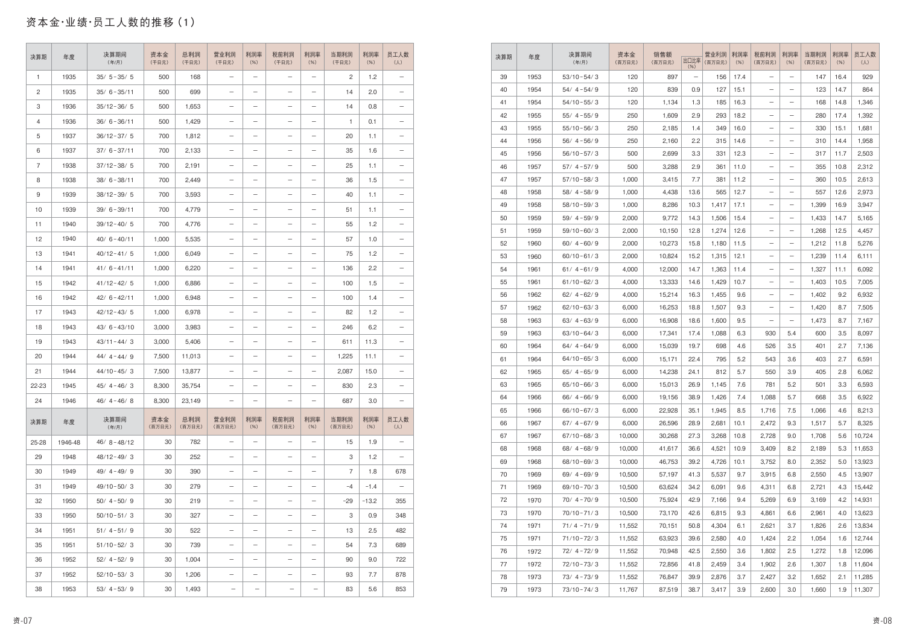# 资本金·业绩·员工人数的推移（1）

| 决算期 | 年度 | 决算期间（年/月） | 资本金（千日元） | 总利润（千日元） | 营业利润（千日元） | 利润率（%） | 税前利润（千日元） | 利润率（%） | 当期利润（千日元） | 利润率（%） | 员工人数（人） |
|---|---|---|---|---|---|---|---|---|---|---|---|
| 1 | 1935 | 35/ 5-35/ 5 | 500 | 168 | – | – | – | – | 2 | 1.2 | – |
| 2 | 1935 | 35/ 6-35/11 | 500 | 699 | – | – | – | – | 14 | 2.0 | – |
| 3 | 1936 | 35/12-36/ 5 | 500 | 1,653 | – | – | – | – | 14 | 0.8 | – |
| 4 | 1936 | 36/ 6-36/11 | 500 | 1,429 | – | – | – | – | 1 | 0.1 | – |
| 5 | 1937 | 36/12-37/ 5 | 700 | 1,812 | – | – | – | – | 20 | 1.1 | – |
| 6 | 1937 | 37/ 6-37/11 | 700 | 2,133 | – | – | – | – | 35 | 1.6 | – |
| 7 | 1938 | 37/12-38/ 5 | 700 | 2,191 | – | – | – | – | 25 | 1.1 | – |
| 8 | 1938 | 38/ 6-38/11 | 700 | 2,449 | – | – | – | – | 36 | 1.5 | – |
| 9 | 1939 | 38/12-39/ 5 | 700 | 3,593 | – | – | – | – | 40 | 1.1 | – |
| 10 | 1939 | 39/ 6-39/11 | 700 | 4,779 | – | – | – | – | 51 | 1.1 | – |
| 11 | 1940 | 39/12-40/ 5 | 700 | 4,776 | – | – | – | – | 55 | 1.2 | – |
| 12 | 1940 | 40/ 6-40/11 | 1,000 | 5,535 | – | – | – | – | 57 | 1.0 | – |
| 13 | 1941 | 40/12-41/ 5 | 1,000 | 6,049 | – | – | – | – | 75 | 1.2 | – |
| 14 | 1941 | 41/ 6-41/11 | 1,000 | 6,220 | – | – | – | – | 136 | 2.2 | – |
| 15 | 1942 | 41/12-42/ 5 | 1,000 | 6,886 | – | – | – | – | 100 | 1.5 | – |
| 16 | 1942 | 42/ 6-42/11 | 1,000 | 6,948 | – | – | – | – | 100 | 1.4 | – |
| 17 | 1943 | 42/12-43/ 5 | 1,000 | 6,978 | – | – | – | – | 82 | 1.2 | – |
| 18 | 1943 | 43/ 6-43/10 | 3,000 | 3,983 | – | – | – | – | 246 | 6.2 | – |
| 19 | 1943 | 43/11-44/ 3 | 3,000 | 5,406 | – | – | – | – | 611 | 11.3 | – |
| 20 | 1944 | 44/ 4-44/ 9 | 7,500 | 11,013 | – | – | – | – | 1,225 | 11.1 | – |
| 21 | 1944 | 44/10-45/ 3 | 7,500 | 13,877 | – | – | – | – | 2,087 | 15.0 | – |
| 22-23 | 1945 | 45/ 4-46/ 3 | 8,300 | 35,754 | – | – | – | – | 830 | 2.3 | – |
| 24 | 1946 | 46/ 4-46/ 8 | 8,300 | 23,149 | – | – | – | – | 687 | 3.0 | – |

| 决算期 | 年度 | 决算期间（年/月） | 资本金（百万日元） | 总利润（百万日元） | 营业利润（百万日元） | 利润率（%） | 税前利润（百万日元） | 利润率（%） | 当期利润（百万日元） | 利润率（%） | 员工人数（人） |
|---|---|---|---|---|---|---|---|---|---|---|---|
| 25-28 | 1946-48 | 46/ 8-48/12 | 30 | 782 | – | – | – | – | 15 | 1.9 | – |
| 29 | 1948 | 48/12-49/ 3 | 30 | 252 | – | – | – | – | 3 | 1.2 | – |
| 30 | 1949 | 49/ 4-49/ 9 | 30 | 390 | – | – | – | – | 7 | 1.8 | 678 |
| 31 | 1949 | 49/10-50/ 3 | 30 | 279 | – | – | – | – | -4 | -1.4 | – |
| 32 | 1950 | 50/ 4-50/ 9 | 30 | 219 | – | – | – | – | -29 | -13.2 | 355 |
| 33 | 1950 | 50/10-51/ 3 | 30 | 327 | – | – | – | – | 3 | 0.9 | 348 |
| 34 | 1951 | 51/ 4-51/ 9 | 30 | 522 | – | – | – | – | 13 | 2.5 | 482 |
| 35 | 1951 | 51/10-52/ 3 | 30 | 739 | – | – | – | – | 54 | 7.3 | 689 |
| 36 | 1952 | 52/ 4-52/ 9 | 30 | 1,004 | – | – | – | – | 90 | 9.0 | 722 |
| 37 | 1952 | 52/10-53/ 3 | 30 | 1,206 | – | – | – | – | 93 | 7.7 | 878 |
| 38 | 1953 | 53/ 4-53/ 9 | 30 | 1,493 | – | – | – | – | 83 | 5.6 | 853 |

| 决算期 | 年度 | 决算期间（年/月） | 资本金（百万日元） | 销售额（百万日元） | 出口比率（%） | 营业利润（百万日元） | 利润率（%） | 税前利润（百万日元） | 利润率（%） | 当期利润（百万日元） | 利润率（%） | 员工人数（人） |
|---|---|---|---|---|---|---|---|---|---|---|---|---|
| 39 | 1953 | 53/10-54/ 3 | 120 | 897 | – | 156 | 17.4 | – | – | 147 | 16.4 | 929 |
| 40 | 1954 | 54/ 4-54/ 9 | 120 | 839 | 0.9 | 127 | 15.1 | – | – | 123 | 14.7 | 864 |
| 41 | 1954 | 54/10-55/ 3 | 120 | 1,134 | 1.3 | 185 | 16.3 | – | – | 168 | 14.8 | 1,346 |
| 42 | 1955 | 55/ 4-55/ 9 | 250 | 1,609 | 2.9 | 293 | 18.2 | – | – | 280 | 17.4 | 1,392 |
| 43 | 1955 | 55/10-56/ 3 | 250 | 2,185 | 1.4 | 349 | 16.0 | – | – | 330 | 15.1 | 1,681 |
| 44 | 1956 | 56/ 4-56/ 9 | 250 | 2,160 | 2.2 | 315 | 14.6 | – | – | 310 | 14.4 | 1,958 |
| 45 | 1956 | 56/10-57/ 3 | 500 | 2,699 | 3.3 | 331 | 12.3 | – | – | 317 | 11.7 | 2,503 |
| 46 | 1957 | 57/ 4-57/ 9 | 500 | 3,288 | 2.9 | 361 | 11.0 | – | – | 355 | 10.8 | 2,312 |
| 47 | 1957 | 57/10-58/ 3 | 1,000 | 3,415 | 7.7 | 381 | 11.2 | – | – | 360 | 10.5 | 2,613 |
| 48 | 1958 | 58/ 4-58/ 9 | 1,000 | 4,438 | 13.6 | 565 | 12.7 | – | – | 557 | 12.6 | 2,973 |
| 49 | 1958 | 58/10-59/ 3 | 1,000 | 8,286 | 10.3 | 1,417 | 17.1 | – | – | 1,399 | 16.9 | 3,947 |
| 50 | 1959 | 59/ 4-59/ 9 | 2,000 | 9,772 | 14.3 | 1,506 | 15.4 | – | – | 1,433 | 14.7 | 5,165 |
| 51 | 1959 | 59/10-60/ 3 | 2,000 | 10,150 | 12.8 | 1,274 | 12.6 | – | – | 1,268 | 12.5 | 4,457 |
| 52 | 1960 | 60/ 4-60/ 9 | 2,000 | 10,273 | 15.8 | 1,180 | 11.5 | – | – | 1,212 | 11.8 | 5,276 |
| 53 | 1960 | 60/10-61/ 3 | 2,000 | 10,824 | 15.2 | 1,315 | 12.1 | – | – | 1,239 | 11.4 | 6,111 |
| 54 | 1961 | 61/ 4-61/ 9 | 4,000 | 12,000 | 14.7 | 1,363 | 11.4 | – | – | 1,327 | 11.1 | 6,092 |
| 55 | 1961 | 61/10-62/ 3 | 4,000 | 13,333 | 14.6 | 1,429 | 10.7 | – | – | 1,403 | 10.5 | 7,005 |
| 56 | 1962 | 62/ 4-62/ 9 | 4,000 | 15,214 | 16.3 | 1,455 | 9.6 | – | – | 1,402 | 9.2 | 6,932 |
| 57 | 1962 | 62/10-63/ 3 | 6,000 | 16,253 | 18.8 | 1,507 | 9.3 | – | – | 1,420 | 8.7 | 7,505 |
| 58 | 1963 | 63/ 4-63/ 9 | 6,000 | 16,908 | 18.6 | 1,600 | 9.5 | – | – | 1,473 | 8.7 | 7,167 |
| 59 | 1963 | 63/10-64/ 3 | 6,000 | 17,341 | 17.4 | 1,088 | 6.3 | 930 | 5.4 | 600 | 3.5 | 8,097 |
| 60 | 1964 | 64/ 4-64/ 9 | 6,000 | 15,039 | 19.7 | 698 | 4.6 | 526 | 3.5 | 401 | 2.7 | 7,136 |
| 61 | 1964 | 64/10-65/ 3 | 6,000 | 15,171 | 22.4 | 795 | 5.2 | 543 | 3.6 | 403 | 2.7 | 6,591 |
| 62 | 1965 | 65/ 4-65/ 9 | 6,000 | 14,238 | 24.1 | 812 | 5.7 | 550 | 3.9 | 405 | 2.8 | 6,062 |
| 63 | 1965 | 65/10-66/ 3 | 6,000 | 15,013 | 26.9 | 1,145 | 7.6 | 781 | 5.2 | 501 | 3.3 | 6,593 |
| 64 | 1966 | 66/ 4-66/ 9 | 6,000 | 19,156 | 38.9 | 1,426 | 7.4 | 1,088 | 5.7 | 668 | 3.5 | 6,922 |
| 65 | 1966 | 66/10-67/ 3 | 6,000 | 22,928 | 35.1 | 1,945 | 8.5 | 1,716 | 7.5 | 1,066 | 4.6 | 8,213 |
| 66 | 1967 | 67/ 4-67/ 9 | 6,000 | 26,596 | 28.9 | 2,681 | 10.1 | 2,472 | 9.3 | 1,517 | 5.7 | 8,325 |
| 67 | 1967 | 67/10-68/ 3 | 10,000 | 30,268 | 27.3 | 3,268 | 10.8 | 2,728 | 9.0 | 1,708 | 5.6 | 10,724 |
| 68 | 1968 | 68/ 4-68/ 9 | 10,000 | 41,617 | 36.6 | 4,521 | 10.9 | 3,409 | 8.2 | 2,189 | 5.3 | 11,653 |
| 69 | 1968 | 68/10-69/ 3 | 10,000 | 46,753 | 39.2 | 4,726 | 10.1 | 3,752 | 8.0 | 2,352 | 5.0 | 13,923 |
| 70 | 1969 | 69/ 4-69/ 9 | 10,500 | 57,197 | 41.3 | 5,537 | 9.7 | 3,915 | 6.8 | 2,550 | 4.5 | 13,907 |
| 71 | 1969 | 69/10-70/ 3 | 10,500 | 63,624 | 34.2 | 6,091 | 9.6 | 4,311 | 6.8 | 2,721 | 4.3 | 15,442 |
| 72 | 1970 | 70/ 4-70/ 9 | 10,500 | 75,924 | 42.9 | 7,166 | 9.4 | 5,269 | 6.9 | 3,169 | 4.2 | 14,931 |
| 73 | 1970 | 70/10-71/ 3 | 10,500 | 73,170 | 42.6 | 6,815 | 9.3 | 4,861 | 6.6 | 2,961 | 4.0 | 13,623 |
| 74 | 1971 | 71/ 4-71/ 9 | 11,552 | 70,151 | 50.8 | 4,304 | 6.1 | 2,621 | 3.7 | 1,826 | 2.6 | 13,834 |
| 75 | 1971 | 71/10-72/ 3 | 11,552 | 63,923 | 39.6 | 2,580 | 4.0 | 1,424 | 2.2 | 1,054 | 1.6 | 12,744 |
| 76 | 1972 | 72/ 4-72/ 9 | 11,552 | 70,948 | 42.5 | 2,550 | 3.6 | 1,802 | 2.5 | 1,272 | 1.8 | 12,096 |
| 77 | 1972 | 72/10-73/ 3 | 11,552 | 72,856 | 41.8 | 2,459 | 3.4 | 1,902 | 2.6 | 1,307 | 1.8 | 11,604 |
| 78 | 1973 | 73/ 4-73/ 9 | 11,552 | 76,847 | 39.9 | 2,876 | 3.7 | 2,427 | 3.2 | 1,652 | 2.1 | 11,285 |
| 79 | 1973 | 73/10-74/ 3 | 11,767 | 87,519 | 38.7 | 3,417 | 3.9 | 2,600 | 3.0 | 1,660 | 1.9 | 11,307 |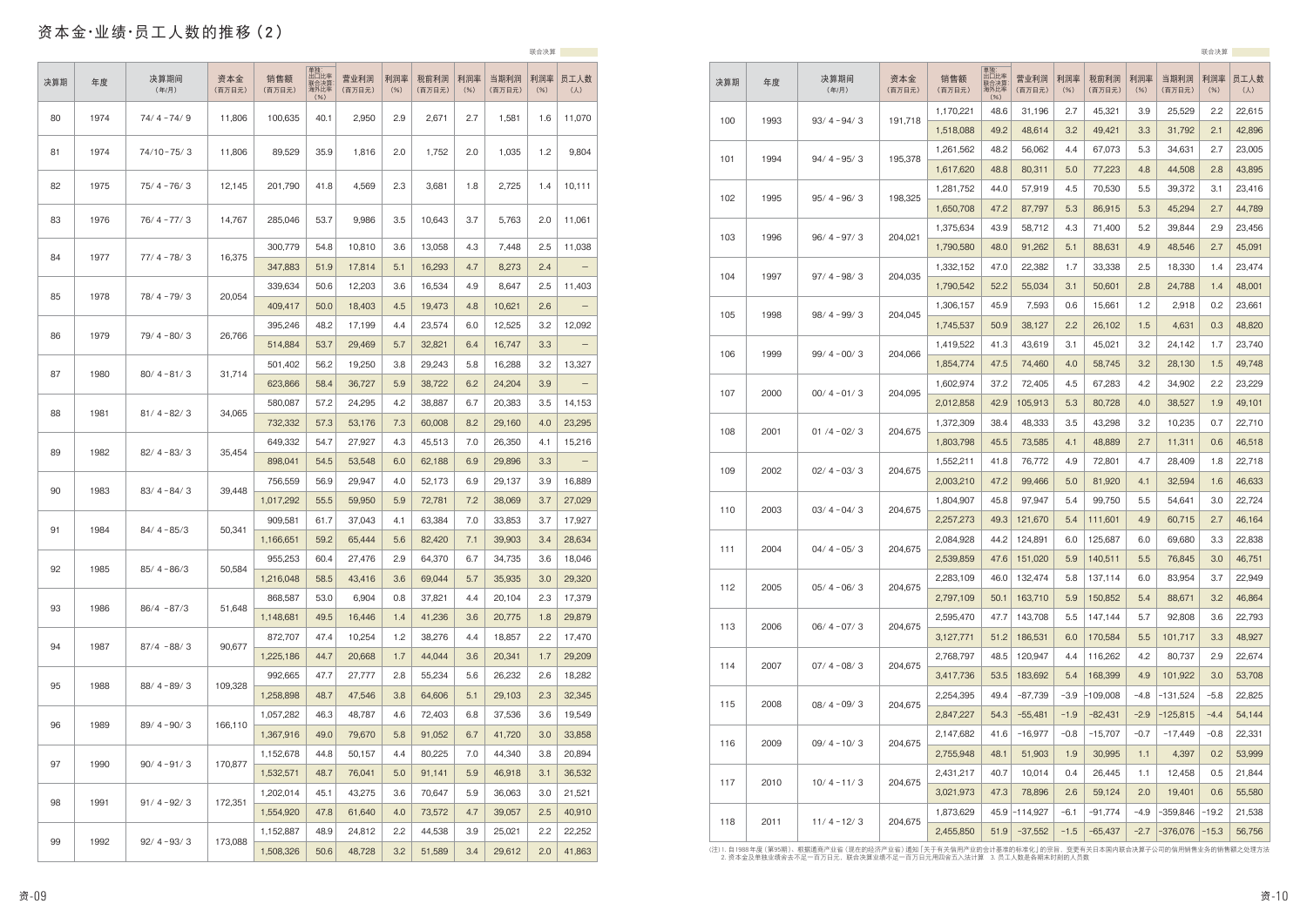# 资本金·业绩·员工人数的推移（2）

联合决算

| 决算期 | 年度 | 决算期间（年/月） | 资本金（百万日元） | 销售额（百万日元） | 单独：出口比率 联合决算：海外比率（%） | 营业利润（百万日元） | 利润率（%） | 税前利润（百万日元） | 利润率（%） | 当期利润（百万日元） | 利润率（%） | 员工人数（人） |
|---|---|---|---|---|---|---|---|---|---|---|---|---|
| 80 | 1974 | 74/4－74/9 | 11,806 | 100,635 | 40.1 | 2,950 | 2.9 | 2,671 | 2.7 | 1,581 | 1.6 | 11,070 |
| 81 | 1974 | 74/10－75/3 | 11,806 | 89,529 | 35.9 | 1,816 | 2.0 | 1,752 | 2.0 | 1,035 | 1.2 | 9,804 |
| 82 | 1975 | 75/4－76/3 | 12,145 | 201,790 | 41.8 | 4,569 | 2.3 | 3,681 | 1.8 | 2,725 | 1.4 | 10,111 |
| 83 | 1976 | 76/4－77/3 | 14,767 | 285,046 | 53.7 | 9,986 | 3.5 | 10,643 | 3.7 | 5,763 | 2.0 | 11,061 |
| 84 | 1977 | 77/4－78/3 | 16,375 | 300,779 | 54.8 | 10,810 | 3.6 | 13,058 | 4.3 | 7,448 | 2.5 | 11,038 |
| | | | | 347,883 | 51.9 | 17,814 | 5.1 | 16,293 | 4.7 | 8,273 | 2.4 | － |
| 85 | 1978 | 78/4－79/3 | 20,054 | 339,634 | 50.6 | 12,203 | 3.6 | 16,534 | 4.9 | 8,647 | 2.5 | 11,403 |
| | | | | 409,417 | 50.0 | 18,403 | 4.5 | 19,473 | 4.8 | 10,621 | 2.6 | － |
| 86 | 1979 | 79/4－80/3 | 26,766 | 395,246 | 48.2 | 17,199 | 4.4 | 23,574 | 6.0 | 12,525 | 3.2 | 12,092 |
| | | | | 514,884 | 53.7 | 29,469 | 5.7 | 32,821 | 6.4 | 16,747 | 3.3 | － |
| 87 | 1980 | 80/4－81/3 | 31,714 | 501,402 | 56.2 | 19,250 | 3.8 | 29,243 | 5.8 | 16,288 | 3.2 | 13,327 |
| | | | | 623,866 | 58.4 | 36,727 | 5.9 | 38,722 | 6.2 | 24,204 | 3.9 | － |
| 88 | 1981 | 81/4－82/3 | 34,065 | 580,087 | 57.2 | 24,295 | 4.2 | 38,887 | 6.7 | 20,383 | 3.5 | 14,153 |
| | | | | 732,332 | 57.3 | 53,176 | 7.3 | 60,008 | 8.2 | 29,160 | 4.0 | 23,295 |
| 89 | 1982 | 82/4－83/3 | 35,454 | 649,332 | 54.7 | 27,927 | 4.3 | 45,513 | 7.0 | 26,350 | 4.1 | 15,216 |
| | | | | 898,041 | 54.5 | 53,548 | 6.0 | 62,188 | 6.9 | 29,896 | 3.3 | － |
| 90 | 1983 | 83/4－84/3 | 39,448 | 756,559 | 56.9 | 29,947 | 4.0 | 52,173 | 6.9 | 29,137 | 3.9 | 16,889 |
| | | | | 1,017,292 | 55.5 | 59,950 | 5.9 | 72,781 | 7.2 | 38,069 | 3.7 | 27,029 |
| 91 | 1984 | 84/4－85/3 | 50,341 | 909,581 | 61.7 | 37,043 | 4.1 | 63,384 | 7.0 | 33,853 | 3.7 | 17,927 |
| | | | | 1,166,651 | 59.2 | 65,444 | 5.6 | 82,420 | 7.1 | 39,903 | 3.4 | 28,634 |
| 92 | 1985 | 85/4－86/3 | 50,584 | 955,253 | 60.4 | 27,476 | 2.9 | 64,370 | 6.7 | 34,735 | 3.6 | 18,046 |
| | | | | 1,216,048 | 58.5 | 43,416 | 3.6 | 69,044 | 5.7 | 35,935 | 3.0 | 29,320 |
| 93 | 1986 | 86/4－87/3 | 51,648 | 868,587 | 53.0 | 6,904 | 0.8 | 37,821 | 4.4 | 20,104 | 2.3 | 17,379 |
| | | | | 1,148,681 | 49.5 | 16,446 | 1.4 | 41,236 | 3.6 | 20,775 | 1.8 | 29,879 |
| 94 | 1987 | 87/4－88/3 | 90,677 | 872,707 | 47.4 | 10,254 | 1.2 | 38,276 | 4.4 | 18,857 | 2.2 | 17,470 |
| | | | | 1,225,186 | 44.7 | 20,668 | 1.7 | 44,044 | 3.6 | 20,341 | 1.7 | 29,209 |
| 95 | 1988 | 88/4－89/3 | 109,328 | 992,665 | 47.7 | 27,777 | 2.8 | 55,234 | 5.6 | 26,232 | 2.6 | 18,282 |
| | | | | 1,258,898 | 48.7 | 47,546 | 3.8 | 64,606 | 5.1 | 29,103 | 2.3 | 32,345 |
| 96 | 1989 | 89/4－90/3 | 166,110 | 1,057,282 | 46.3 | 48,787 | 4.6 | 72,403 | 6.8 | 37,536 | 3.6 | 19,549 |
| | | | | 1,367,916 | 49.0 | 79,670 | 5.8 | 91,052 | 6.7 | 41,720 | 3.0 | 33,858 |
| 97 | 1990 | 90/4－91/3 | 170,877 | 1,152,678 | 44.8 | 50,157 | 4.4 | 80,225 | 7.0 | 44,340 | 3.8 | 20,894 |
| | | | | 1,532,571 | 48.7 | 76,041 | 5.0 | 91,141 | 5.9 | 46,918 | 3.1 | 36,532 |
| 98 | 1991 | 91/4－92/3 | 172,351 | 1,202,014 | 45.1 | 43,275 | 3.6 | 70,647 | 5.9 | 36,063 | 3.0 | 21,521 |
| | | | | 1,554,920 | 47.8 | 61,640 | 4.0 | 73,572 | 4.7 | 39,057 | 2.5 | 40,910 |
| 99 | 1992 | 92/4－93/3 | 173,088 | 1,152,887 | 48.9 | 24,812 | 2.2 | 44,538 | 3.9 | 25,021 | 2.2 | 22,252 |
| | | | | 1,508,326 | 50.6 | 48,728 | 3.2 | 51,589 | 3.4 | 29,612 | 2.0 | 41,863 |
| 100 | 1993 | 93/4－94/3 | 191,718 | 1,170,221 | 48.6 | 31,196 | 2.7 | 45,321 | 3.9 | 25,529 | 2.2 | 22,615 |
| | | | | 1,518,088 | 49.2 | 48,614 | 3.2 | 49,421 | 3.3 | 31,792 | 2.1 | 42,896 |
| 101 | 1994 | 94/4－95/3 | 195,378 | 1,261,562 | 48.2 | 56,062 | 4.4 | 67,073 | 5.3 | 34,631 | 2.7 | 23,005 |
| | | | | 1,617,620 | 48.8 | 80,311 | 5.0 | 77,223 | 4.8 | 44,508 | 2.8 | 43,895 |
| 102 | 1995 | 95/4－96/3 | 198,325 | 1,281,752 | 44.0 | 57,919 | 4.5 | 70,530 | 5.5 | 39,372 | 3.1 | 23,416 |
| | | | | 1,650,708 | 47.2 | 87,797 | 5.3 | 86,915 | 5.3 | 45,294 | 2.7 | 44,789 |
| 103 | 1996 | 96/4－97/3 | 204,021 | 1,375,634 | 43.9 | 58,712 | 4.3 | 71,400 | 5.2 | 39,844 | 2.9 | 23,456 |
| | | | | 1,790,580 | 48.0 | 91,262 | 5.1 | 88,631 | 4.9 | 48,546 | 2.7 | 45,091 |
| 104 | 1997 | 97/4－98/3 | 204,035 | 1,332,152 | 47.0 | 22,382 | 1.7 | 33,338 | 2.5 | 18,330 | 1.4 | 23,474 |
| | | | | 1,790,542 | 52.2 | 55,034 | 3.1 | 50,601 | 2.8 | 24,788 | 1.4 | 48,001 |
| 105 | 1998 | 98/4－99/3 | 204,045 | 1,306,157 | 45.9 | 7,593 | 0.6 | 15,661 | 1.2 | 2,918 | 0.2 | 23,661 |
| | | | | 1,745,537 | 50.9 | 38,127 | 2.2 | 26,102 | 1.5 | 4,631 | 0.3 | 48,820 |
| 106 | 1999 | 99/4－00/3 | 204,066 | 1,419,522 | 41.3 | 43,619 | 3.1 | 45,021 | 3.2 | 24,142 | 1.7 | 23,740 |
| | | | | 1,854,774 | 47.5 | 74,460 | 4.0 | 58,745 | 3.2 | 28,130 | 1.5 | 49,748 |
| 107 | 2000 | 00/4－01/3 | 204,095 | 1,602,974 | 37.2 | 72,405 | 4.5 | 67,283 | 4.2 | 34,902 | 2.2 | 23,229 |
| | | | | 2,012,858 | 42.9 | 105,913 | 5.3 | 80,728 | 4.0 | 38,527 | 1.9 | 49,101 |
| 108 | 2001 | 01/4－02/3 | 204,675 | 1,372,309 | 38.4 | 48,333 | 3.5 | 43,298 | 3.2 | 10,235 | 0.7 | 22,710 |
| | | | | 1,803,798 | 45.5 | 73,585 | 4.1 | 48,889 | 2.7 | 11,311 | 0.6 | 46,518 |
| 109 | 2002 | 02/4－03/3 | 204,675 | 1,552,211 | 41.8 | 76,772 | 4.9 | 72,801 | 4.7 | 28,409 | 1.8 | 22,718 |
| | | | | 2,003,210 | 47.2 | 99,466 | 5.0 | 81,920 | 4.1 | 32,594 | 1.6 | 46,633 |
| 110 | 2003 | 03/4－04/3 | 204,675 | 1,804,907 | 45.8 | 97,947 | 5.4 | 99,750 | 5.5 | 54,641 | 3.0 | 22,724 |
| | | | | 2,257,273 | 49.3 | 121,670 | 5.4 | 111,601 | 4.9 | 60,715 | 2.7 | 46,164 |
| 111 | 2004 | 04/4－05/3 | 204,675 | 2,084,928 | 44.2 | 124,891 | 6.0 | 125,687 | 6.0 | 69,680 | 3.3 | 22,838 |
| | | | | 2,539,859 | 47.6 | 151,020 | 5.9 | 140,511 | 5.5 | 76,845 | 3.0 | 46,751 |
| 112 | 2005 | 05/4－06/3 | 204,675 | 2,283,109 | 46.0 | 132,474 | 5.8 | 137,114 | 6.0 | 83,954 | 3.7 | 22,949 |
| | | | | 2,797,109 | 50.1 | 163,710 | 5.9 | 150,852 | 5.4 | 88,671 | 3.2 | 46,864 |
| 113 | 2006 | 06/4－07/3 | 204,675 | 2,595,470 | 47.7 | 143,708 | 5.5 | 147,144 | 5.7 | 92,808 | 3.6 | 22,793 |
| | | | | 3,127,771 | 51.2 | 186,531 | 6.0 | 170,584 | 5.5 | 101,717 | 3.3 | 48,927 |
| 114 | 2007 | 07/4－08/3 | 204,675 | 2,768,797 | 48.5 | 120,947 | 4.4 | 116,262 | 4.2 | 80,737 | 2.9 | 22,674 |
| | | | | 3,417,736 | 53.5 | 183,692 | 5.4 | 168,399 | 4.9 | 101,922 | 3.0 | 53,708 |
| 115 | 2008 | 08/4－09/3 | 204,675 | 2,254,395 | 49.4 | −87,739 | −3.9 | −109,008 | −4.8 | −131,524 | −5.8 | 22,825 |
| | | | | 2,847,227 | 54.3 | −55,481 | −1.9 | −82,431 | −2.9 | −125,815 | −4.4 | 54,144 |
| 116 | 2009 | 09/4－10/3 | 204,675 | 2,147,682 | 41.6 | −16,977 | −0.8 | −15,707 | −0.7 | −17,449 | −0.8 | 22,331 |
| | | | | 2,755,948 | 48.1 | 51,903 | 1.9 | 30,995 | 1.1 | 4,397 | 0.2 | 53,999 |
| 117 | 2010 | 10/4－11/3 | 204,675 | 2,431,217 | 40.7 | 10,014 | 0.4 | 26,445 | 1.1 | 12,458 | 0.5 | 21,844 |
| | | | | 3,021,973 | 47.3 | 78,896 | 2.6 | 59,124 | 2.0 | 19,401 | 0.6 | 55,580 |
| 118 | 2011 | 11/4－12/3 | 204,675 | 1,873,629 | 45.9 | −114,927 | −6.1 | −91,774 | −4.9 | −359,846 | −19.2 | 21,538 |
| | | | | 2,455,850 | 51.9 | −37,552 | −1.5 | −65,437 | −2.7 | −376,076 | −15.3 | 56,756 |

(注)1. 自1988年度（第95期）、根据通商产业省（现在的经济产业省）通知「关于有关信用产业的会计基准的标准化」的宗旨、变更有关日本国内联合决算子公司的信用销售业务的销售额之处理方法
2. 资本金及单独业绩舍去不足一百万日元，联合决算业绩不足一百万日元用四舍五入法计算　3. 员工人数是各期末时刻的人员数